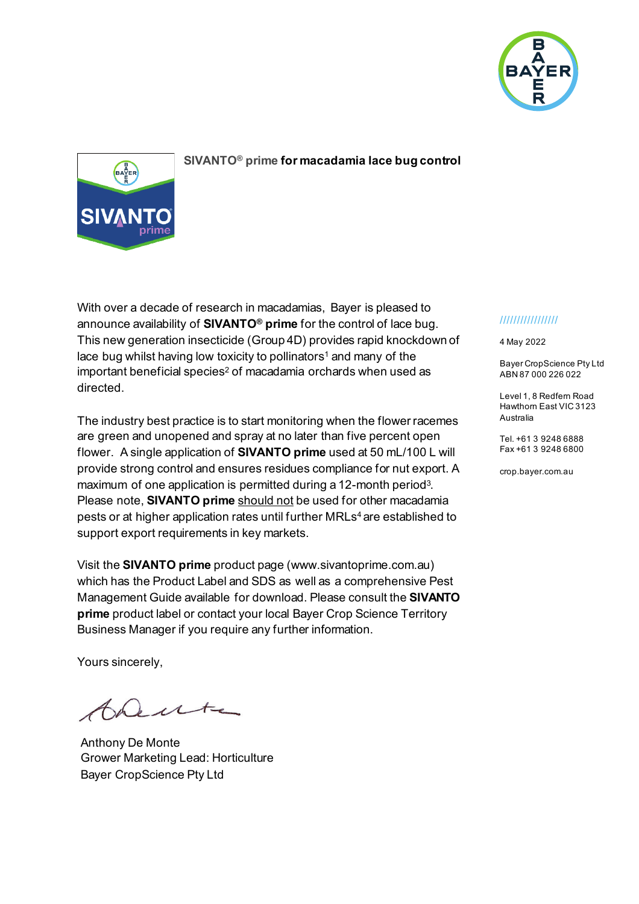## SIVANTO® prime for macadamia lace bug control

//////////////////

4 May 2022

Bayer CropScience Pty Ltd
ABN 87 000 226 022

Level 1, 8 Redfern Road
Hawthorn East VIC 3123
Australia

Tel. +61 3 9248 6888
Fax +61 3 9248 6800

crop.bayer.com.au

With over a decade of research in macadamias, Bayer is pleased to announce availability of **SIVANTO® prime** for the control of lace bug. This new generation insecticide (Group 4D) provides rapid knockdown of lace bug whilst having low toxicity to pollinators[1] and many of the important beneficial species[2] of macadamia orchards when used as directed.

The industry best practice is to start monitoring when the flower racemes are green and unopened and spray at no later than five percent open flower. A single application of **SIVANTO prime** used at 50 mL/100 L will provide strong control and ensures residues compliance for nut export. A maximum of one application is permitted during a 12-month period[3]. Please note, **SIVANTO prime** should not be used for other macadamia pests or at higher application rates until further MRLs[4] are established to support export requirements in key markets.

Visit the **SIVANTO prime** product page (www.sivantoprime.com.au) which has the Product Label and SDS as well as a comprehensive Pest Management Guide available for download. Please consult the **SIVANTO prime** product label or contact your local Bayer Crop Science Territory Business Manager if you require any further information.

Yours sincerely,

Anthony De Monte
Grower Marketing Lead: Horticulture
Bayer CropScience Pty Ltd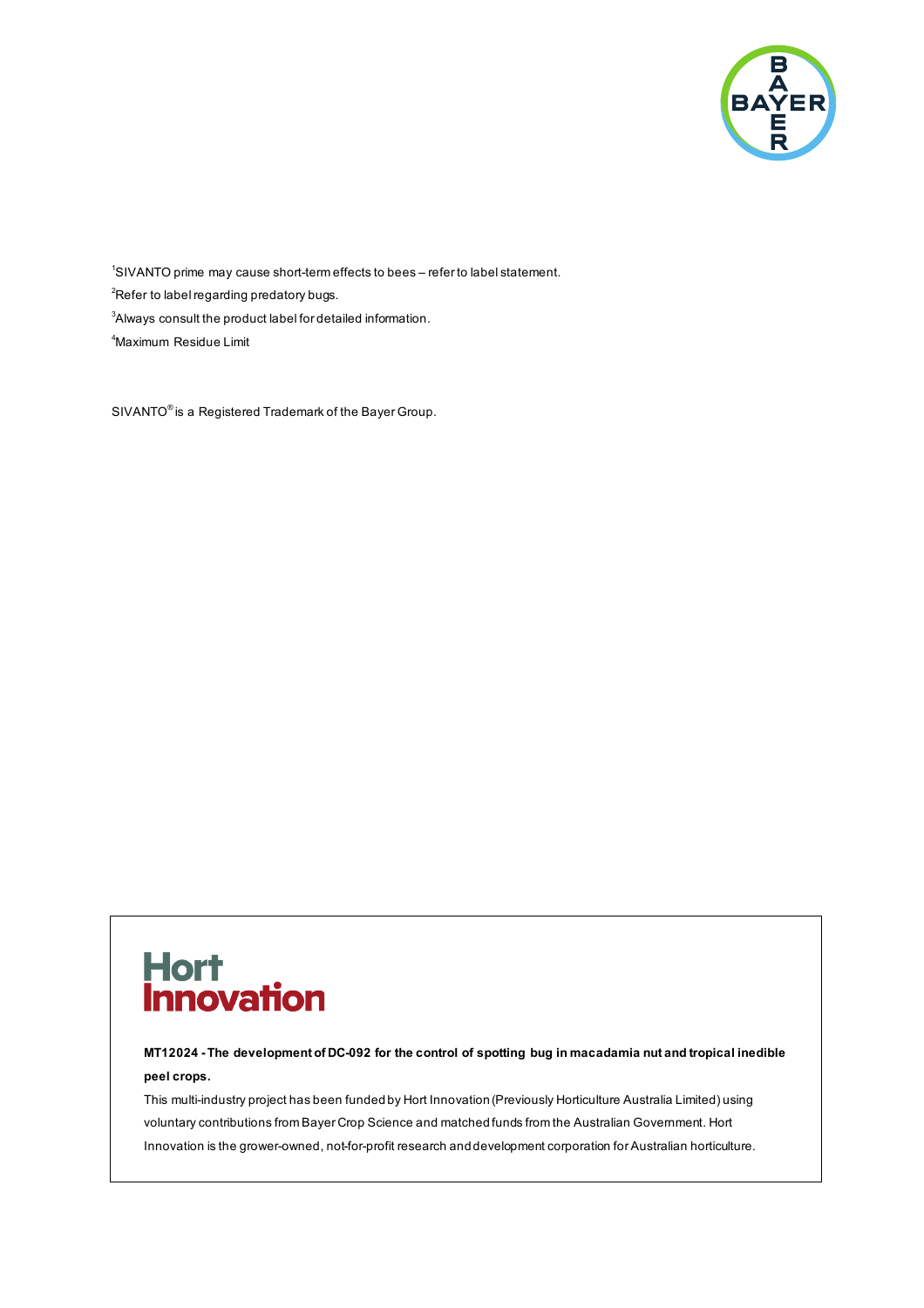[1]SIVANTO prime may cause short-term effects to bees – refer to label statement.

[2]Refer to label regarding predatory bugs.

[3]Always consult the product label for detailed information.

[4]Maximum Residue Limit

SIVANTO® is a Registered Trademark of the Bayer Group.

Hort Innovation

**MT12024 - The development of DC-092 for the control of spotting bug in macadamia nut and tropical inedible peel crops.**

This multi-industry project has been funded by Hort Innovation (Previously Horticulture Australia Limited) using voluntary contributions from Bayer Crop Science and matched funds from the Australian Government. Hort Innovation is the grower-owned, not-for-profit research and development corporation for Australian horticulture.